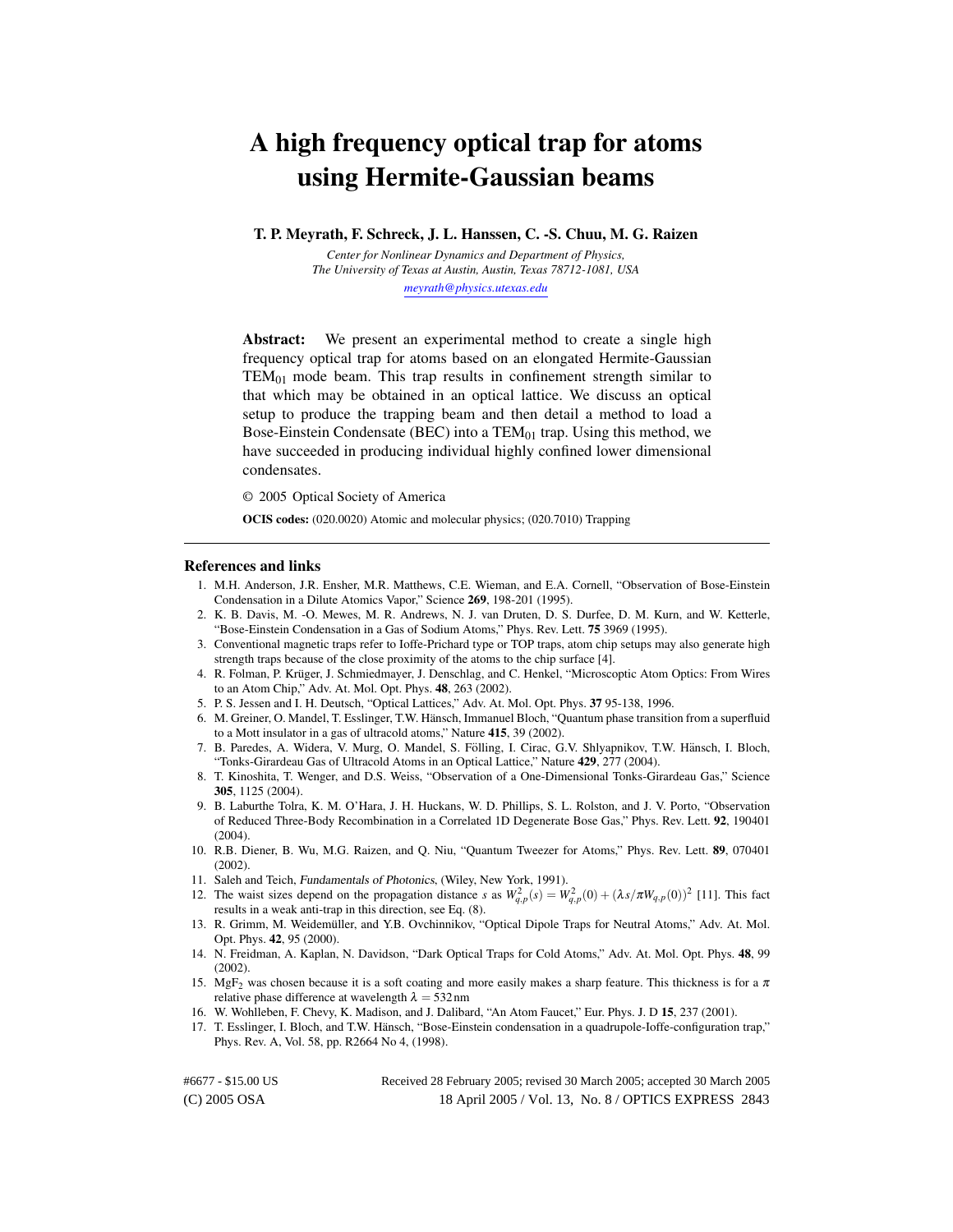# A high frequency optical trap for atoms using Hermite-Gaussian beams

**T. P. Meyrath, F. Schreck, J. L. Hanssen, C. -S. Chuu, M. G. Raizen**

*Center for Nonlinear Dynamics and Department of Physics,*
*The University of Texas at Austin, Austin, Texas 78712-1081, USA*
*meyrath@physics.utexas.edu*

**Abstract:** We present an experimental method to create a single high frequency optical trap for atoms based on an elongated Hermite-Gaussian $TEM_{01}$ mode beam. This trap results in confinement strength similar to that which may be obtained in an optical lattice. We discuss an optical setup to produce the trapping beam and then detail a method to load a Bose-Einstein Condensate (BEC) into a $TEM_{01}$ trap. Using this method, we have succeeded in producing individual highly confined lower dimensional condensates.

© 2005 Optical Society of America

**OCIS codes:** (020.0020) Atomic and molecular physics; (020.7010) Trapping

## References and links

1. M.H. Anderson, J.R. Ensher, M.R. Matthews, C.E. Wieman, and E.A. Cornell, "Observation of Bose-Einstein Condensation in a Dilute Atomics Vapor," Science **269**, 198-201 (1995).
2. K. B. Davis, M. -O. Mewes, M. R. Andrews, N. J. van Druten, D. S. Durfee, D. M. Kurn, and W. Ketterle, "Bose-Einstein Condensation in a Gas of Sodium Atoms," Phys. Rev. Lett. **75** 3969 (1995).
3. Conventional magnetic traps refer to Ioffe-Prichard type or TOP traps, atom chip setups may also generate high strength traps because of the close proximity of the atoms to the chip surface [4].
4. R. Folman, P. Krüger, J. Schmiedmayer, J. Denschlag, and C. Henkel, "Microscoptic Atom Optics: From Wires to an Atom Chip," Adv. At. Mol. Opt. Phys. **48**, 263 (2002).
5. P. S. Jessen and I. H. Deutsch, "Optical Lattices," Adv. At. Mol. Opt. Phys. **37** 95-138, 1996.
6. M. Greiner, O. Mandel, T. Esslinger, T.W. Hänsch, Immanuel Bloch, "Quantum phase transition from a superfluid to a Mott insulator in a gas of ultracold atoms," Nature **415**, 39 (2002).
7. B. Paredes, A. Widera, V. Murg, O. Mandel, S. Fölling, I. Cirac, G.V. Shlyapnikov, T.W. Hänsch, I. Bloch, "Tonks-Girardeau Gas of Ultracold Atoms in an Optical Lattice," Nature **429**, 277 (2004).
8. T. Kinoshita, T. Wenger, and D.S. Weiss, "Observation of a One-Dimensional Tonks-Girardeau Gas," Science **305**, 1125 (2004).
9. B. Laburthe Tolra, K. M. O'Hara, J. H. Huckans, W. D. Phillips, S. L. Rolston, and J. V. Porto, "Observation of Reduced Three-Body Recombination in a Correlated 1D Degenerate Bose Gas," Phys. Rev. Lett. **92**, 190401 (2004).
10. R.B. Diener, B. Wu, M.G. Raizen, and Q. Niu, "Quantum Tweezer for Atoms," Phys. Rev. Lett. **89**, 070401 (2002).
11. Saleh and Teich, *Fundamentals of Photonics*, (Wiley, New York, 1991).
12. The waist sizes depend on the propagation distance $s$ as $W_{q,p}^2(s) = W_{q,p}^2(0) + (\lambda s/\pi W_{q,p}(0))^2$ [11]. This fact results in a weak anti-trap in this direction, see Eq. (8).
13. R. Grimm, M. Weidemüller, and Y.B. Ovchinnikov, "Optical Dipole Traps for Neutral Atoms," Adv. At. Mol. Opt. Phys. **42**, 95 (2000).
14. N. Freidman, A. Kaplan, N. Davidson, "Dark Optical Traps for Cold Atoms," Adv. At. Mol. Opt. Phys. **48**, 99 (2002).
15. $MgF_2$ was chosen because it is a soft coating and more easily makes a sharp feature. This thickness is for a $\pi$ relative phase difference at wavelength $\lambda = 532\,\text{nm}$
16. W. Wohlleben, F. Chevy, K. Madison, and J. Dalibard, "An Atom Faucet," Eur. Phys. J. D **15**, 237 (2001).
17. T. Esslinger, I. Bloch, and T.W. Hänsch, "Bose-Einstein condensation in a quadrupole-Ioffe-configuration trap," Phys. Rev. A, Vol. 58, pp. R2664 No 4, (1998).

#6677 - $15.00 US (C) 2005 OSA Received 28 February 2005; revised 30 March 2005; accepted 30 March 2005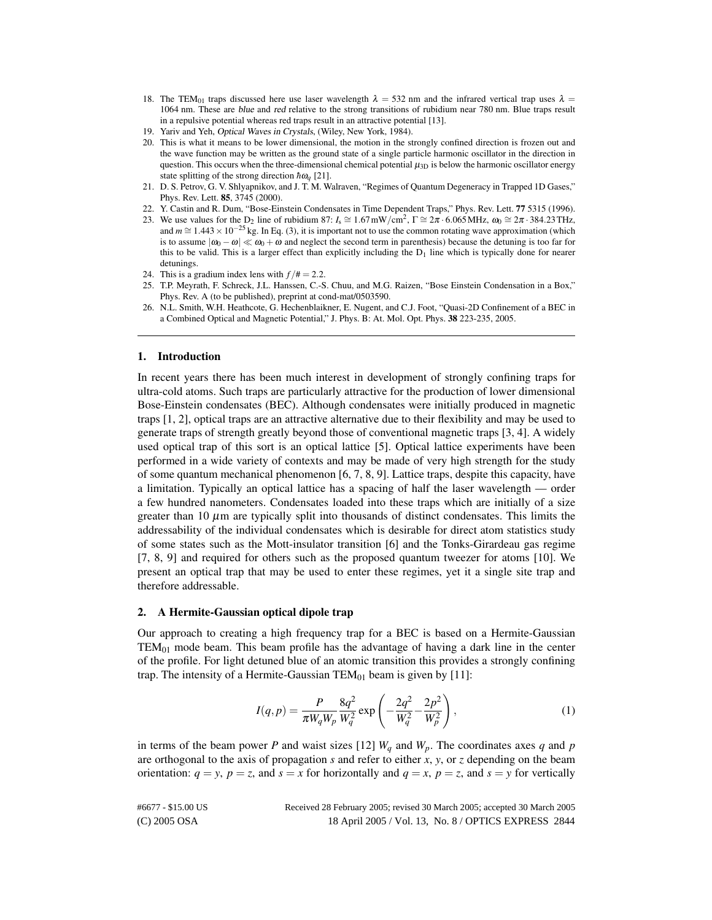18. The $TEM_{01}$ traps discussed here use laser wavelength $\lambda = 532$ nm and the infrared vertical trap uses $\lambda = 1064$ nm. These are *blue* and *red* relative to the strong transitions of rubidium near 780 nm. Blue traps result in a repulsive potential whereas red traps result in an attractive potential [13].
19. Yariv and Yeh, *Optical Waves in Crystals*, (Wiley, New York, 1984).
20. This is what it means to be lower dimensional, the motion in the strongly confined direction is frozen out and the wave function may be written as the ground state of a single particle harmonic oscillator in the direction in question. This occurs when the three-dimensional chemical potential $\mu_{3D}$ is below the harmonic oscillator energy state splitting of the strong direction $\hbar\omega_q$ [21].
21. D. S. Petrov, G. V. Shlyapnikov, and J. T. M. Walraven, "Regimes of Quantum Degeneracy in Trapped 1D Gases," Phys. Rev. Lett. **85**, 3745 (2000).
22. Y. Castin and R. Dum, "Bose-Einstein Condensates in Time Dependent Traps," Phys. Rev. Lett. **77** 5315 (1996).
23. We use values for the $D_2$ line of rubidium 87: $I_s \cong 1.67\,\mathrm{mW/cm^2}$, $\Gamma \cong 2\pi \cdot 6.065\,\mathrm{MHz}$, $\omega_0 \cong 2\pi \cdot 384.23\,\mathrm{THz}$, and $m \cong 1.443 \times 10^{-25}$ kg. In Eq. (3), it is important not to use the common rotating wave approximation (which is to assume $|\omega_0 - \omega| \ll \omega_0 + \omega$ and neglect the second term in parenthesis) because the detuning is too far for this to be valid. This is a larger effect than explicitly including the $D_1$ line which is typically done for nearer detunings.
24. This is a gradium index lens with $f/\# = 2.2$.
25. T.P. Meyrath, F. Schreck, J.L. Hanssen, C.-S. Chuu, and M.G. Raizen, "Bose Einstein Condensation in a Box," Phys. Rev. A (to be published), preprint at cond-mat/0503590.
26. N.L. Smith, W.H. Heathcote, G. Hechenblaikner, E. Nugent, and C.J. Foot, "Quasi-2D Confinement of a BEC in a Combined Optical and Magnetic Potential," J. Phys. B: At. Mol. Opt. Phys. **38** 223-235, 2005.

---

## 1. Introduction

In recent years there has been much interest in development of strongly confining traps for ultra-cold atoms. Such traps are particularly attractive for the production of lower dimensional Bose-Einstein condensates (BEC). Although condensates were initially produced in magnetic traps [1, 2], optical traps are an attractive alternative due to their flexibility and may be used to generate traps of strength greatly beyond those of conventional magnetic traps [3, 4]. A widely used optical trap of this sort is an optical lattice [5]. Optical lattice experiments have been performed in a wide variety of contexts and may be made of very high strength for the study of some quantum mechanical phenomenon [6, 7, 8, 9]. Lattice traps, despite this capacity, have a limitation. Typically an optical lattice has a spacing of half the laser wavelength — order a few hundred nanometers. Condensates loaded into these traps which are initially of a size greater than 10 $\mu$m are typically split into thousands of distinct condensates. This limits the addressability of the individual condensates which is desirable for direct atom statistics study of some states such as the Mott-insulator transition [6] and the Tonks-Girardeau gas regime [7, 8, 9] and required for others such as the proposed quantum tweezer for atoms [10]. We present an optical trap that may be used to enter these regimes, yet it a single site trap and therefore addressable.

## 2. A Hermite-Gaussian optical dipole trap

Our approach to creating a high frequency trap for a BEC is based on a Hermite-Gaussian $TEM_{01}$ mode beam. This beam profile has the advantage of having a dark line in the center of the profile. For light detuned blue of an atomic transition this provides a strongly confining trap. The intensity of a Hermite-Gaussian $TEM_{01}$ beam is given by [11]:

$$I(q,p) = \frac{P}{\pi W_q W_p} \frac{8q^2}{W_q^2} \exp\left(-\frac{2q^2}{W_q^2} - \frac{2p^2}{W_p^2}\right), \tag{1}$$

in terms of the beam power $P$ and waist sizes [12] $W_q$ and $W_p$. The coordinates axes $q$ and $p$ are orthogonal to the axis of propagation $s$ and refer to either $x$, $y$, or $z$ depending on the beam orientation: $q = y$, $p = z$, and $s = x$ for horizontally and $q = x$, $p = z$, and $s = y$ for vertically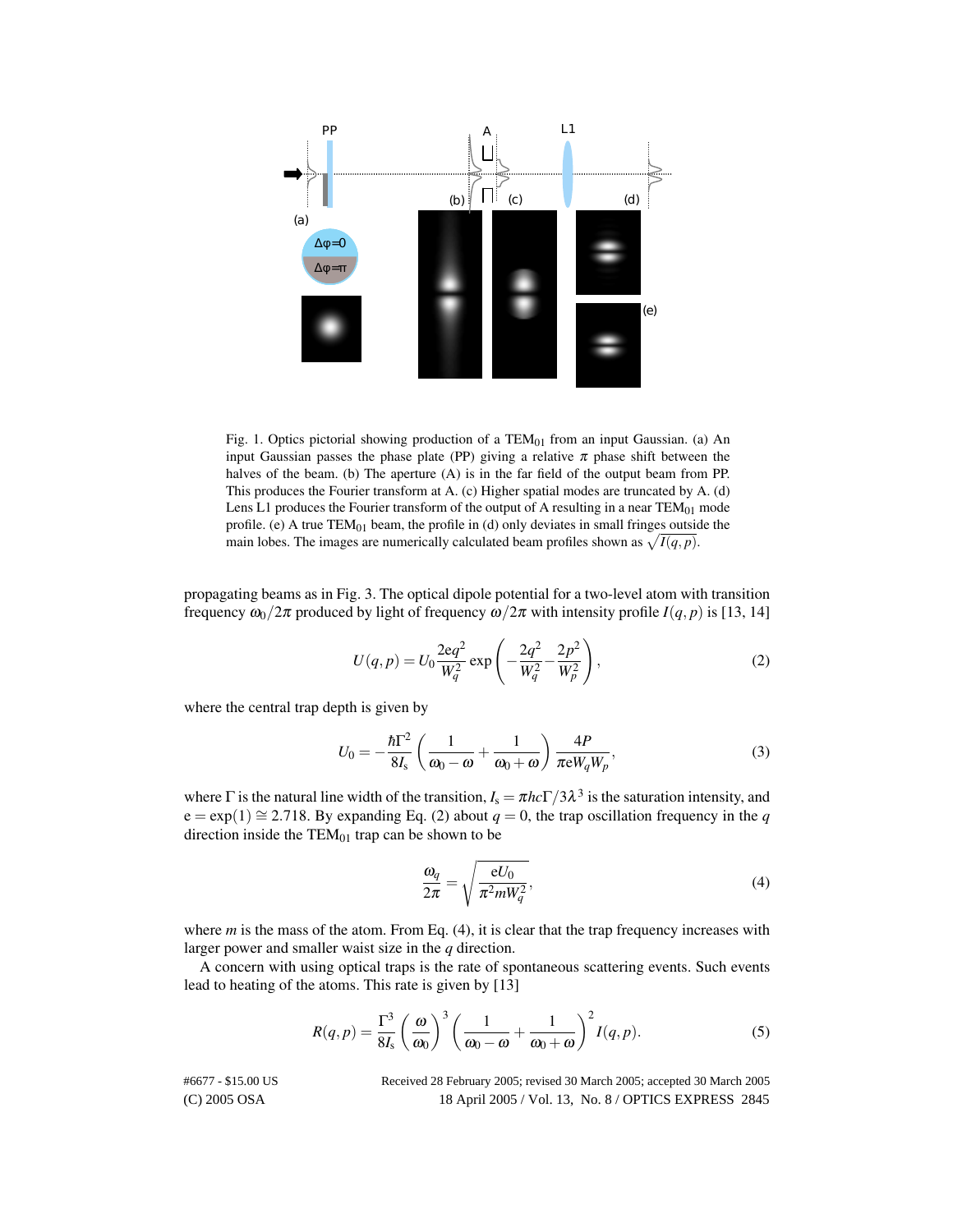Fig. 1. Optics pictorial showing production of a $TEM_{01}$ from an input Gaussian. (a) An input Gaussian passes the phase plate (PP) giving a relative $\pi$ phase shift between the halves of the beam. (b) The aperture (A) is in the far field of the output beam from PP. This produces the Fourier transform at A. (c) Higher spatial modes are truncated by A. (d) Lens L1 produces the Fourier transform of the output of A resulting in a near $TEM_{01}$ mode profile. (e) A true $TEM_{01}$ beam, the profile in (d) only deviates in small fringes outside the main lobes. The images are numerically calculated beam profiles shown as $\sqrt{I(q,p)}$.

propagating beams as in Fig. 3. The optical dipole potential for a two-level atom with transition frequency $\omega_0/2\pi$ produced by light of frequency $\omega/2\pi$ with intensity profile $I(q,p)$ is [13, 14]

$$U(q,p) = U_0 \frac{2\mathrm{e}q^2}{W_q^2} \exp\left(-\frac{2q^2}{W_q^2} - \frac{2p^2}{W_p^2}\right), \tag{2}$$

where the central trap depth is given by

$$U_0 = -\frac{\hbar\Gamma^2}{8I_\mathrm{s}}\left(\frac{1}{\omega_0-\omega} + \frac{1}{\omega_0+\omega}\right)\frac{4P}{\pi\mathrm{e}W_qW_p}, \tag{3}$$

where $\Gamma$ is the natural line width of the transition, $I_\mathrm{s} = \pi hc\Gamma/3\lambda^3$ is the saturation intensity, and $\mathrm{e} = \exp(1) \cong 2.718$. By expanding Eq. (2) about $q = 0$, the trap oscillation frequency in the $q$ direction inside the $TEM_{01}$ trap can be shown to be

$$\frac{\omega_q}{2\pi} = \sqrt{\frac{\mathrm{e}U_0}{\pi^2 m W_q^2}}, \tag{4}$$

where $m$ is the mass of the atom. From Eq. (4), it is clear that the trap frequency increases with larger power and smaller waist size in the $q$ direction.

A concern with using optical traps is the rate of spontaneous scattering events. Such events lead to heating of the atoms. This rate is given by [13]

$$R(q,p) = \frac{\Gamma^3}{8I_\mathrm{s}}\left(\frac{\omega}{\omega_0}\right)^3\left(\frac{1}{\omega_0-\omega} + \frac{1}{\omega_0+\omega}\right)^2 I(q,p). \tag{5}$$

#6677 - $15.00 US Received 28 February 2005; revised 30 March 2005; accepted 30 March 2005
(C) 2005 OSA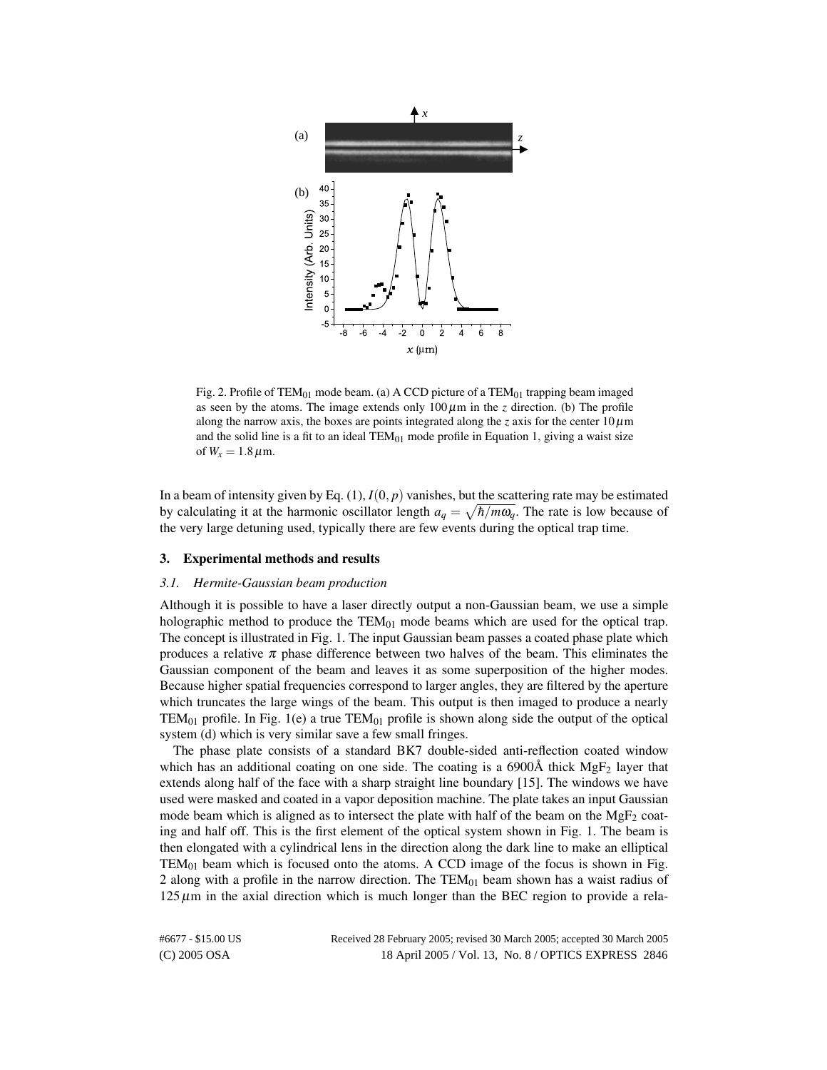Fig. 2. Profile of $TEM_{01}$ mode beam. (a) A CCD picture of a $TEM_{01}$ trapping beam imaged as seen by the atoms. The image extends only $100\,\mu$m in the $z$ direction. (b) The profile along the narrow axis, the boxes are points integrated along the $z$ axis for the center $10\,\mu$m and the solid line is a fit to an ideal $TEM_{01}$ mode profile in Equation 1, giving a waist size of $W_x = 1.8\,\mu$m.

In a beam of intensity given by Eq. (1), $I(0,p)$ vanishes, but the scattering rate may be estimated by calculating it at the harmonic oscillator length $a_q = \sqrt{\hbar/m\omega_q}$. The rate is low because of the very large detuning used, typically there are few events during the optical trap time.

## 3. Experimental methods and results

### 3.1. Hermite-Gaussian beam production

Although it is possible to have a laser directly output a non-Gaussian beam, we use a simple holographic method to produce the $TEM_{01}$ mode beams which are used for the optical trap. The concept is illustrated in Fig. 1. The input Gaussian beam passes a coated phase plate which produces a relative $\pi$ phase difference between two halves of the beam. This eliminates the Gaussian component of the beam and leaves it as some superposition of the higher modes. Because higher spatial frequencies correspond to larger angles, they are filtered by the aperture which truncates the large wings of the beam. This output is then imaged to produce a nearly $TEM_{01}$ profile. In Fig. 1(e) a true $TEM_{01}$ profile is shown along side the output of the optical system (d) which is very similar save a few small fringes.

The phase plate consists of a standard BK7 double-sided anti-reflection coated window which has an additional coating on one side. The coating is a 6900Å thick $MgF_2$ layer that extends along half of the face with a sharp straight line boundary [15]. The windows we have used were masked and coated in a vapor deposition machine. The plate takes an input Gaussian mode beam which is aligned as to intersect the plate with half of the beam on the $MgF_2$ coating and half off. This is the first element of the optical system shown in Fig. 1. The beam is then elongated with a cylindrical lens in the direction along the dark line to make an elliptical $TEM_{01}$ beam which is focused onto the atoms. A CCD image of the focus is shown in Fig. 2 along with a profile in the narrow direction. The $TEM_{01}$ beam shown has a waist radius of $125\,\mu$m in the axial direction which is much longer than the BEC region to provide a rela-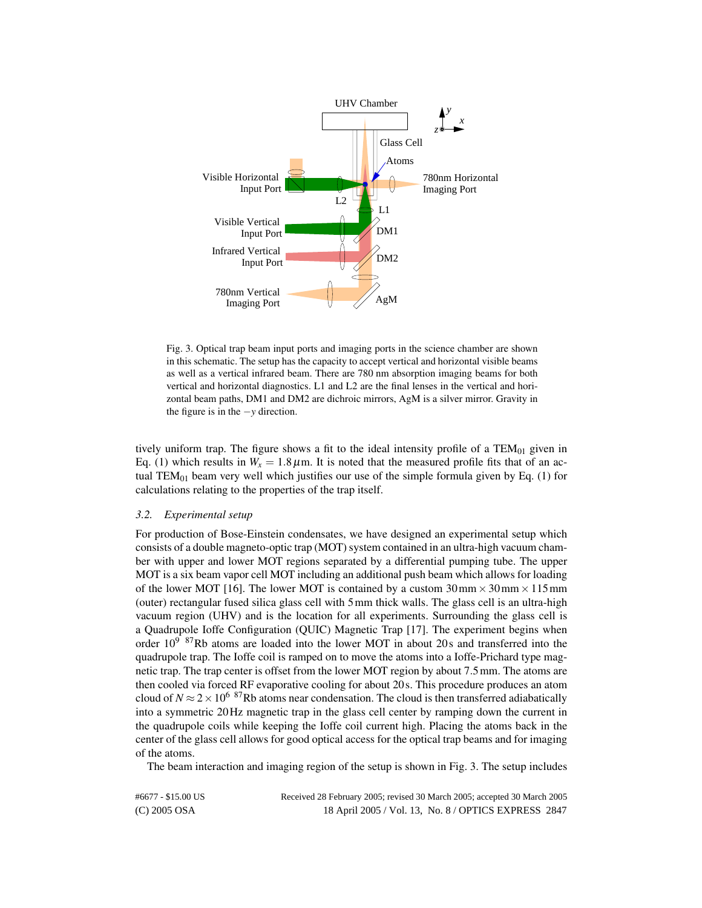Fig. 3. Optical trap beam input ports and imaging ports in the science chamber are shown in this schematic. The setup has the capacity to accept vertical and horizontal visible beams as well as a vertical infrared beam. There are 780 nm absorption imaging beams for both vertical and horizontal diagnostics. L1 and L2 are the final lenses in the vertical and horizontal beam paths, DM1 and DM2 are dichroic mirrors, AgM is a silver mirror. Gravity in the figure is in the $-y$ direction.

tively uniform trap. The figure shows a fit to the ideal intensity profile of a $TEM_{01}$ given in Eq. (1) which results in $W_x = 1.8\,\mu$m. It is noted that the measured profile fits that of an actual $TEM_{01}$ beam very well which justifies our use of the simple formula given by Eq. (1) for calculations relating to the properties of the trap itself.

### 3.2. *Experimental setup*

For production of Bose-Einstein condensates, we have designed an experimental setup which consists of a double magneto-optic trap (MOT) system contained in an ultra-high vacuum chamber with upper and lower MOT regions separated by a differential pumping tube. The upper MOT is a six beam vapor cell MOT including an additional push beam which allows for loading of the lower MOT [16]. The lower MOT is contained by a custom $30\,\text{mm} \times 30\,\text{mm} \times 115\,\text{mm}$ (outer) rectangular fused silica glass cell with 5 mm thick walls. The glass cell is an ultra-high vacuum region (UHV) and is the location for all experiments. Surrounding the glass cell is a Quadrupole Ioffe Configuration (QUIC) Magnetic Trap [17]. The experiment begins when order $10^9$ $^{87}$Rb atoms are loaded into the lower MOT in about 20 s and transferred into the quadrupole trap. The Ioffe coil is ramped on to move the atoms into a Ioffe-Prichard type magnetic trap. The trap center is offset from the lower MOT region by about 7.5 mm. The atoms are then cooled via forced RF evaporative cooling for about 20 s. This procedure produces an atom cloud of $N \approx 2 \times 10^6$ $^{87}$Rb atoms near condensation. The cloud is then transferred adiabatically into a symmetric 20 Hz magnetic trap in the glass cell center by ramping down the current in the quadrupole coils while keeping the Ioffe coil current high. Placing the atoms back in the center of the glass cell allows for good optical access for the optical trap beams and for imaging of the atoms.

The beam interaction and imaging region of the setup is shown in Fig. 3. The setup includes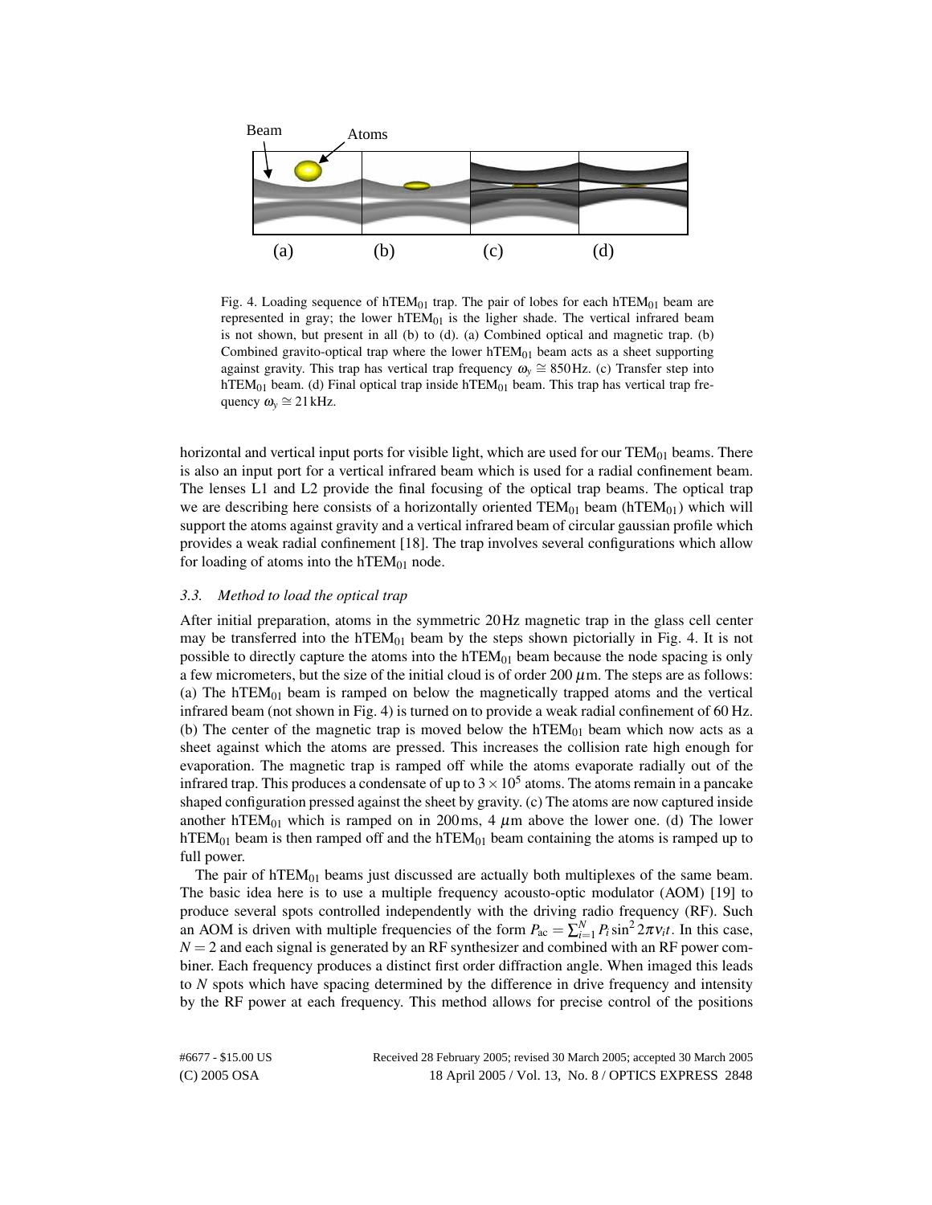Fig. 4. Loading sequence of $hTEM_{01}$ trap. The pair of lobes for each $hTEM_{01}$ beam are represented in gray; the lower $hTEM_{01}$ is the ligher shade. The vertical infrared beam is not shown, but present in all (b) to (d). (a) Combined optical and magnetic trap. (b) Combined gravito-optical trap where the lower $hTEM_{01}$ beam acts as a sheet supporting against gravity. This trap has vertical trap frequency $\omega_y \cong 850\,\text{Hz}$. (c) Transfer step into $hTEM_{01}$ beam. (d) Final optical trap inside $hTEM_{01}$ beam. This trap has vertical trap frequency $\omega_y \cong 21\,\text{kHz}$.

horizontal and vertical input ports for visible light, which are used for our $TEM_{01}$ beams. There is also an input port for a vertical infrared beam which is used for a radial confinement beam. The lenses L1 and L2 provide the final focusing of the optical trap beams. The optical trap we are describing here consists of a horizontally oriented $TEM_{01}$ beam ($hTEM_{01}$) which will support the atoms against gravity and a vertical infrared beam of circular gaussian profile which provides a weak radial confinement [18]. The trap involves several configurations which allow for loading of atoms into the $hTEM_{01}$ node.

### 3.3. *Method to load the optical trap*

After initial preparation, atoms in the symmetric 20 Hz magnetic trap in the glass cell center may be transferred into the $hTEM_{01}$ beam by the steps shown pictorially in Fig. 4. It is not possible to directly capture the atoms into the $hTEM_{01}$ beam because the node spacing is only a few micrometers, but the size of the initial cloud is of order 200 $\mu$m. The steps are as follows: (a) The $hTEM_{01}$ beam is ramped on below the magnetically trapped atoms and the vertical infrared beam (not shown in Fig. 4) is turned on to provide a weak radial confinement of 60 Hz. (b) The center of the magnetic trap is moved below the $hTEM_{01}$ beam which now acts as a sheet against which the atoms are pressed. This increases the collision rate high enough for evaporation. The magnetic trap is ramped off while the atoms evaporate radially out of the infrared trap. This produces a condensate of up to $3 \times 10^5$ atoms. The atoms remain in a pancake shaped configuration pressed against the sheet by gravity. (c) The atoms are now captured inside another $hTEM_{01}$ which is ramped on in 200 ms, 4 $\mu$m above the lower one. (d) The lower $hTEM_{01}$ beam is then ramped off and the $hTEM_{01}$ beam containing the atoms is ramped up to full power.

The pair of $hTEM_{01}$ beams just discussed are actually both multiplexes of the same beam. The basic idea here is to use a multiple frequency acousto-optic modulator (AOM) [19] to produce several spots controlled independently with the driving radio frequency (RF). Such an AOM is driven with multiple frequencies of the form $P_{\text{ac}} = \sum_{i=1}^{N} P_i \sin^2 2\pi\nu_i t$. In this case, $N = 2$ and each signal is generated by an RF synthesizer and combined with an RF power combiner. Each frequency produces a distinct first order diffraction angle. When imaged this leads to $N$ spots which have spacing determined by the difference in drive frequency and intensity by the RF power at each frequency. This method allows for precise control of the positions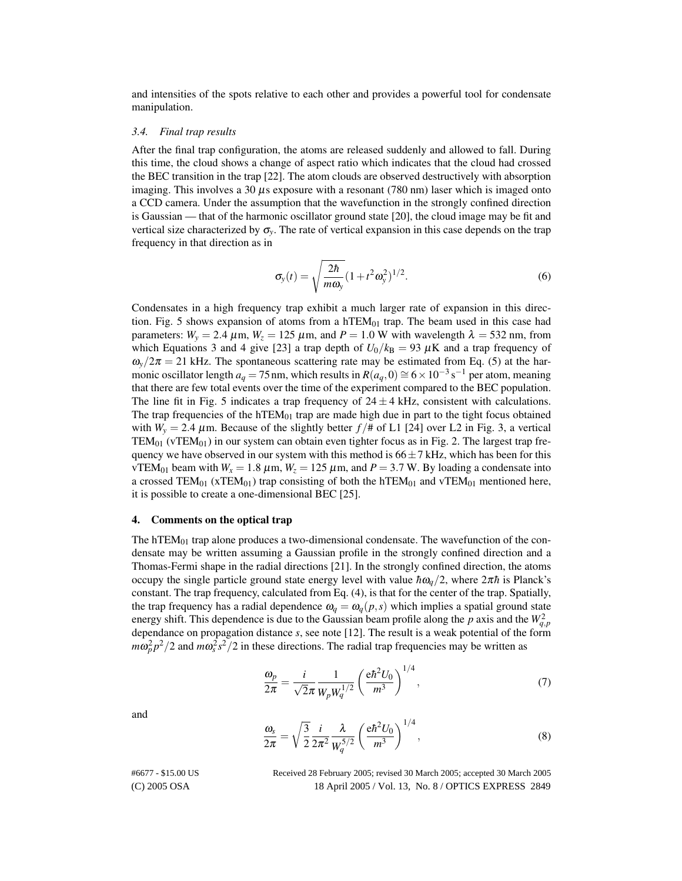and intensities of the spots relative to each other and provides a powerful tool for condensate manipulation.

### *3.4. Final trap results*

After the final trap configuration, the atoms are released suddenly and allowed to fall. During this time, the cloud shows a change of aspect ratio which indicates that the cloud had crossed the BEC transition in the trap [22]. The atom clouds are observed destructively with absorption imaging. This involves a 30 $\mu$s exposure with a resonant (780 nm) laser which is imaged onto a CCD camera. Under the assumption that the wavefunction in the strongly confined direction is Gaussian — that of the harmonic oscillator ground state [20], the cloud image may be fit and vertical size characterized by $\sigma_y$. The rate of vertical expansion in this case depends on the trap frequency in that direction as in

$$\sigma_y(t) = \sqrt{\frac{2\hbar}{m\omega_y}}(1+t^2\omega_y^2)^{1/2}. \tag{6}$$

Condensates in a high frequency trap exhibit a much larger rate of expansion in this direction. Fig. 5 shows expansion of atoms from a $\text{hTEM}_{01}$ trap. The beam used in this case had parameters: $W_y = 2.4\ \mu$m, $W_z = 125\ \mu$m, and $P = 1.0$ W with wavelength $\lambda = 532$ nm, from which Equations 3 and 4 give [23] a trap depth of $U_0/k_B = 93\ \mu$K and a trap frequency of $\omega_y/2\pi = 21$ kHz. The spontaneous scattering rate may be estimated from Eq. (5) at the harmonic oscillator length $a_q = 75$ nm, which results in $R(a_q, 0) \cong 6\times10^{-3}\,\text{s}^{-1}$ per atom, meaning that there are few total events over the time of the experiment compared to the BEC population. The line fit in Fig. 5 indicates a trap frequency of $24\pm4$ kHz, consistent with calculations. The trap frequencies of the $\text{hTEM}_{01}$ trap are made high due in part to the tight focus obtained with $W_y = 2.4\ \mu$m. Because of the slightly better $f/\#$ of L1 [24] over L2 in Fig. 3, a vertical $\text{TEM}_{01}$ ($\text{vTEM}_{01}$) in our system can obtain even tighter focus as in Fig. 2. The largest trap frequency we have observed in our system with this method is $66\pm7$ kHz, which has been for this $\text{vTEM}_{01}$ beam with $W_x = 1.8\ \mu$m, $W_z = 125\ \mu$m, and $P = 3.7$ W. By loading a condensate into a crossed $\text{TEM}_{01}$ ($\text{xTEM}_{01}$) trap consisting of both the $\text{hTEM}_{01}$ and $\text{vTEM}_{01}$ mentioned here, it is possible to create a one-dimensional BEC [25].

## 4. Comments on the optical trap

The $\text{hTEM}_{01}$ trap alone produces a two-dimensional condensate. The wavefunction of the condensate may be written assuming a Gaussian profile in the strongly confined direction and a Thomas-Fermi shape in the radial directions [21]. In the strongly confined direction, the atoms occupy the single particle ground state energy level with value $\hbar\omega_q/2$, where $2\pi\hbar$ is Planck's constant. The trap frequency, calculated from Eq. (4), is that for the center of the trap. Spatially, the trap frequency has a radial dependence $\omega_q = \omega_q(p,s)$ which implies a spatial ground state energy shift. This dependence is due to the Gaussian beam profile along the $p$ axis and the $W_{q,p}^2$ dependance on propagation distance $s$, see note [12]. The result is a weak potential of the form $m\omega_p^2 p^2/2$ and $m\omega_s^2 s^2/2$ in these directions. The radial trap frequencies may be written as

$$\frac{\omega_p}{2\pi} = \frac{i}{\sqrt{2}\pi}\frac{1}{W_p W_q^{1/2}}\left(\frac{e\hbar^2 U_0}{m^3}\right)^{1/4}, \tag{7}$$

and

$$\frac{\omega_s}{2\pi} = \sqrt{\frac{3}{2}}\frac{i}{2\pi^2}\frac{\lambda}{W_q^{5/2}}\left(\frac{e\hbar^2 U_0}{m^3}\right)^{1/4}, \tag{8}$$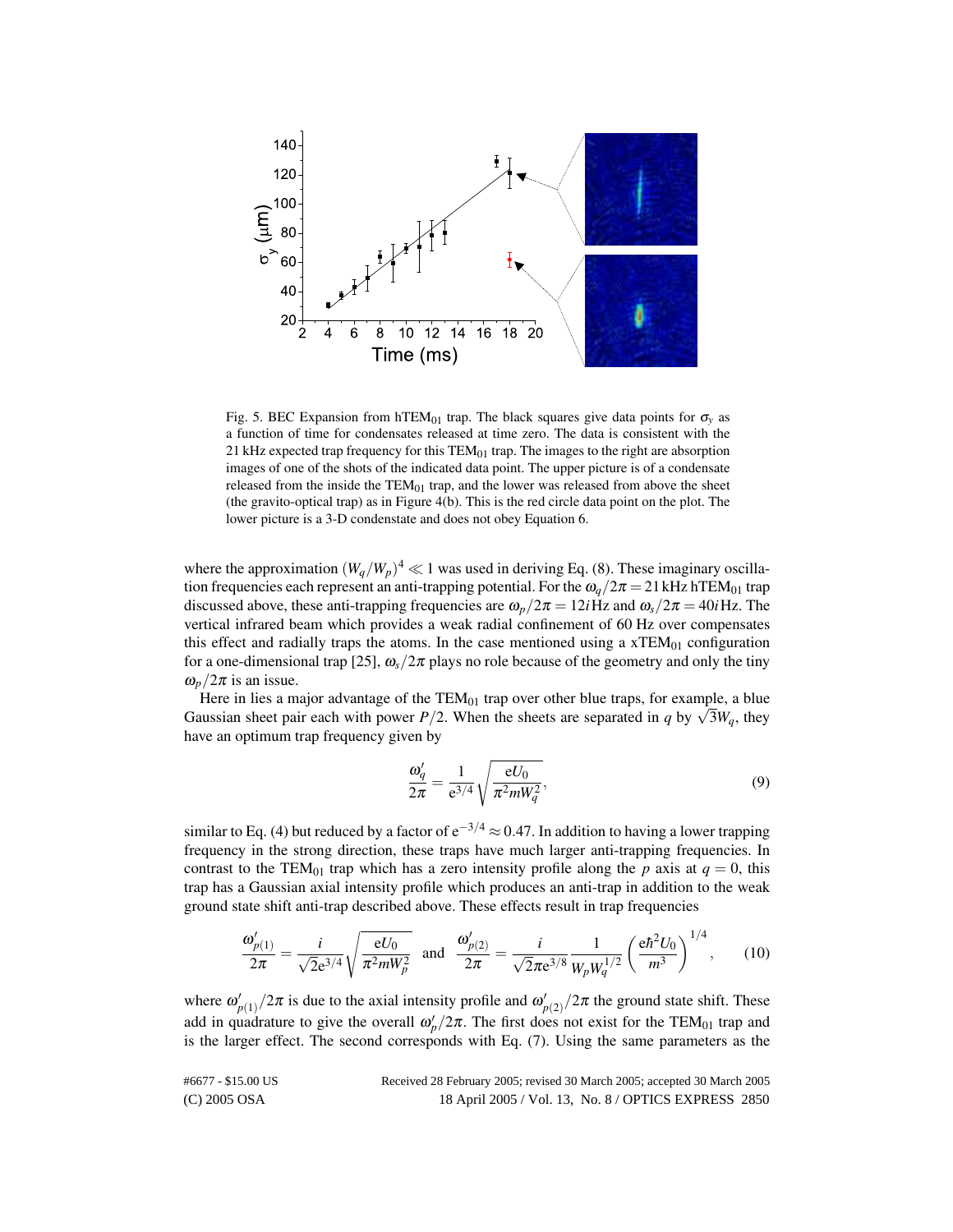Fig. 5. BEC Expansion from $hTEM_{01}$ trap. The black squares give data points for $\sigma_y$ as a function of time for condensates released at time zero. The data is consistent with the 21 kHz expected trap frequency for this $TEM_{01}$ trap. The images to the right are absorption images of one of the shots of the indicated data point. The upper picture is of a condensate released from the inside the $TEM_{01}$ trap, and the lower was released from above the sheet (the gravito-optical trap) as in Figure 4(b). This is the red circle data point on the plot. The lower picture is a 3-D condentstate and does not obey Equation 6.

where the approximation $(W_q/W_p)^4 \ll 1$ was used in deriving Eq. (8). These imaginary oscillation frequencies each represent an anti-trapping potential. For the $\omega_q/2\pi = 21\,\text{kHz}$ $hTEM_{01}$ trap discussed above, these anti-trapping frequencies are $\omega_p/2\pi = 12i\,\text{Hz}$ and $\omega_s/2\pi = 40i\,\text{Hz}$. The vertical infrared beam which provides a weak radial confinement of 60 Hz over compensates this effect and radially traps the atoms. In the case mentioned using a $xTEM_{01}$ configuration for a one-dimensional trap [25], $\omega_s/2\pi$ plays no role because of the geometry and only the tiny $\omega_p/2\pi$ is an issue.

Here in lies a major advantage of the $TEM_{01}$ trap over other blue traps, for example, a blue Gaussian sheet pair each with power $P/2$. When the sheets are separated in $q$ by $\sqrt{3}W_q$, they have an optimum trap frequency given by

$$\frac{\omega_q'}{2\pi} = \frac{1}{\mathrm{e}^{3/4}}\sqrt{\frac{\mathrm{e}U_0}{\pi^2 m W_q^2}}, \tag{9}$$

similar to Eq. (4) but reduced by a factor of $\mathrm{e}^{-3/4} \approx 0.47$. In addition to having a lower trapping frequency in the strong direction, these traps have much larger anti-trapping frequencies. In contrast to the $TEM_{01}$ trap which has a zero intensity profile along the $p$ axis at $q = 0$, this trap has a Gaussian axial intensity profile which produces an anti-trap in addition to the weak ground state shift anti-trap described above. These effects result in trap frequencies

$$\frac{\omega_{p(1)}'}{2\pi} = \frac{i}{\sqrt{2}\mathrm{e}^{3/4}}\sqrt{\frac{\mathrm{e}U_0}{\pi^2 m W_p^2}} \quad \text{and} \quad \frac{\omega_{p(2)}'}{2\pi} = \frac{i}{\sqrt{2}\pi \mathrm{e}^{3/8}}\frac{1}{W_p W_q^{1/2}}\left(\frac{\mathrm{e}\hbar^2 U_0}{m^3}\right)^{1/4}, \tag{10}$$

where $\omega_{p(1)}'/2\pi$ is due to the axial intensity profile and $\omega_{p(2)}'/2\pi$ the ground state shift. These add in quadrature to give the overall $\omega_p'/2\pi$. The first does not exist for the $TEM_{01}$ trap and is the larger effect. The second corresponds with Eq. (7). Using the same parameters as the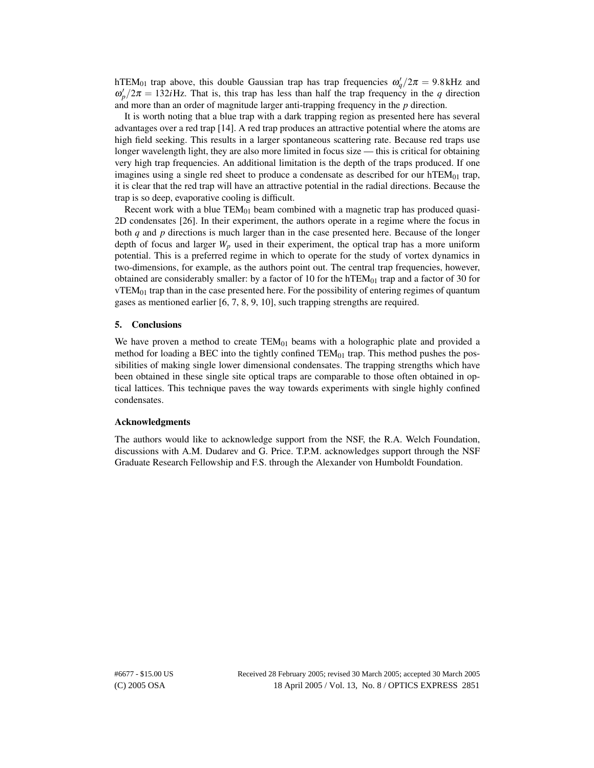hTEM$_{01}$ trap above, this double Gaussian trap has trap frequencies $\omega_q'/2\pi = 9.8\,\text{kHz}$ and $\omega_p'/2\pi = 132i\,\text{Hz}$. That is, this trap has less than half the trap frequency in the $q$ direction and more than an order of magnitude larger anti-trapping frequency in the $p$ direction.

It is worth noting that a blue trap with a dark trapping region as presented here has several advantages over a red trap [14]. A red trap produces an attractive potential where the atoms are high field seeking. This results in a larger spontaneous scattering rate. Because red traps use longer wavelength light, they are also more limited in focus size — this is critical for obtaining very high trap frequencies. An additional limitation is the depth of the traps produced. If one imagines using a single red sheet to produce a condensate as described for our hTEM$_{01}$ trap, it is clear that the red trap will have an attractive potential in the radial directions. Because the trap is so deep, evaporative cooling is difficult.

Recent work with a blue TEM$_{01}$ beam combined with a magnetic trap has produced quasi-2D condensates [26]. In their experiment, the authors operate in a regime where the focus in both $q$ and $p$ directions is much larger than in the case presented here. Because of the longer depth of focus and larger $W_p$ used in their experiment, the optical trap has a more uniform potential. This is a preferred regime in which to operate for the study of vortex dynamics in two-dimensions, for example, as the authors point out. The central trap frequencies, however, obtained are considerably smaller: by a factor of 10 for the hTEM$_{01}$ trap and a factor of 30 for vTEM$_{01}$ trap than in the case presented here. For the possibility of entering regimes of quantum gases as mentioned earlier [6, 7, 8, 9, 10], such trapping strengths are required.

## 5. Conclusions

We have proven a method to create TEM$_{01}$ beams with a holographic plate and provided a method for loading a BEC into the tightly confined TEM$_{01}$ trap. This method pushes the possibilities of making single lower dimensional condensates. The trapping strengths which have been obtained in these single site optical traps are comparable to those often obtained in optical lattices. This technique paves the way towards experiments with single highly confined condensates.

### Acknowledgments

The authors would like to acknowledge support from the NSF, the R.A. Welch Foundation, discussions with A.M. Dudarev and G. Price. T.P.M. acknowledges support through the NSF Graduate Research Fellowship and F.S. through the Alexander von Humboldt Foundation.